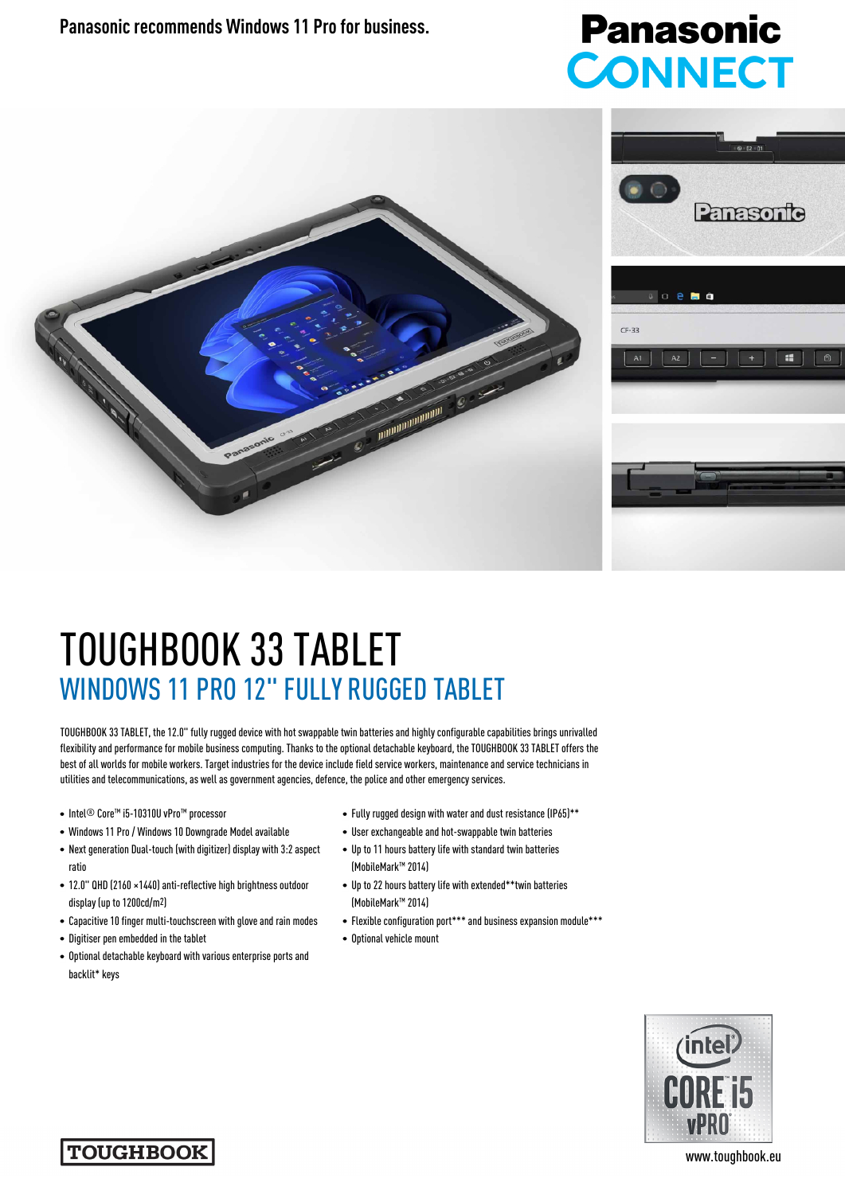Panasonic recommends Windows 11 Pro for business.

Panasonic CONNECT

# TOUGHBOOK 33 TABLET

## WINDOWS 11 PRO 12" FULLY RUGGED TABLET

TOUGHBOOK 33 TABLET, the 12.0" fully rugged device with hot swappable twin batteries and highly configurable capabilities brings unrivalled flexibility and performance for mobile business computing. Thanks to the optional detachable keyboard, the TOUGHBOOK 33 TABLET offers the best of all worlds for mobile workers. Target industries for the device include field service workers, maintenance and service technicians in utilities and telecommunications, as well as government agencies, defence, the police and other emergency services.

- Intel® Core™ i5-10310U vPro™ processor
- Windows 11 Pro / Windows 10 Downgrade Model available
- Next generation Dual-touch (with digitizer) display with 3:2 aspect ratio
- 12.0" QHD (2160 ×1440) anti-reflective high brightness outdoor display (up to 1200cd/m2)
- Capacitive 10 finger multi-touchscreen with glove and rain modes
- Digitiser pen embedded in the tablet
- Optional detachable keyboard with various enterprise ports and backlit* keys
- Fully rugged design with water and dust resistance (IP65)**
- User exchangeable and hot-swappable twin batteries
- Up to 11 hours battery life with standard twin batteries (MobileMark™ 2014)
- Up to 22 hours battery life with extended**twin batteries (MobileMark™ 2014)
- Flexible configuration port*** and business expansion module***
- Optional vehicle mount

TOUGHBOOK

intel CORE i5 vPRO

www.toughbook.eu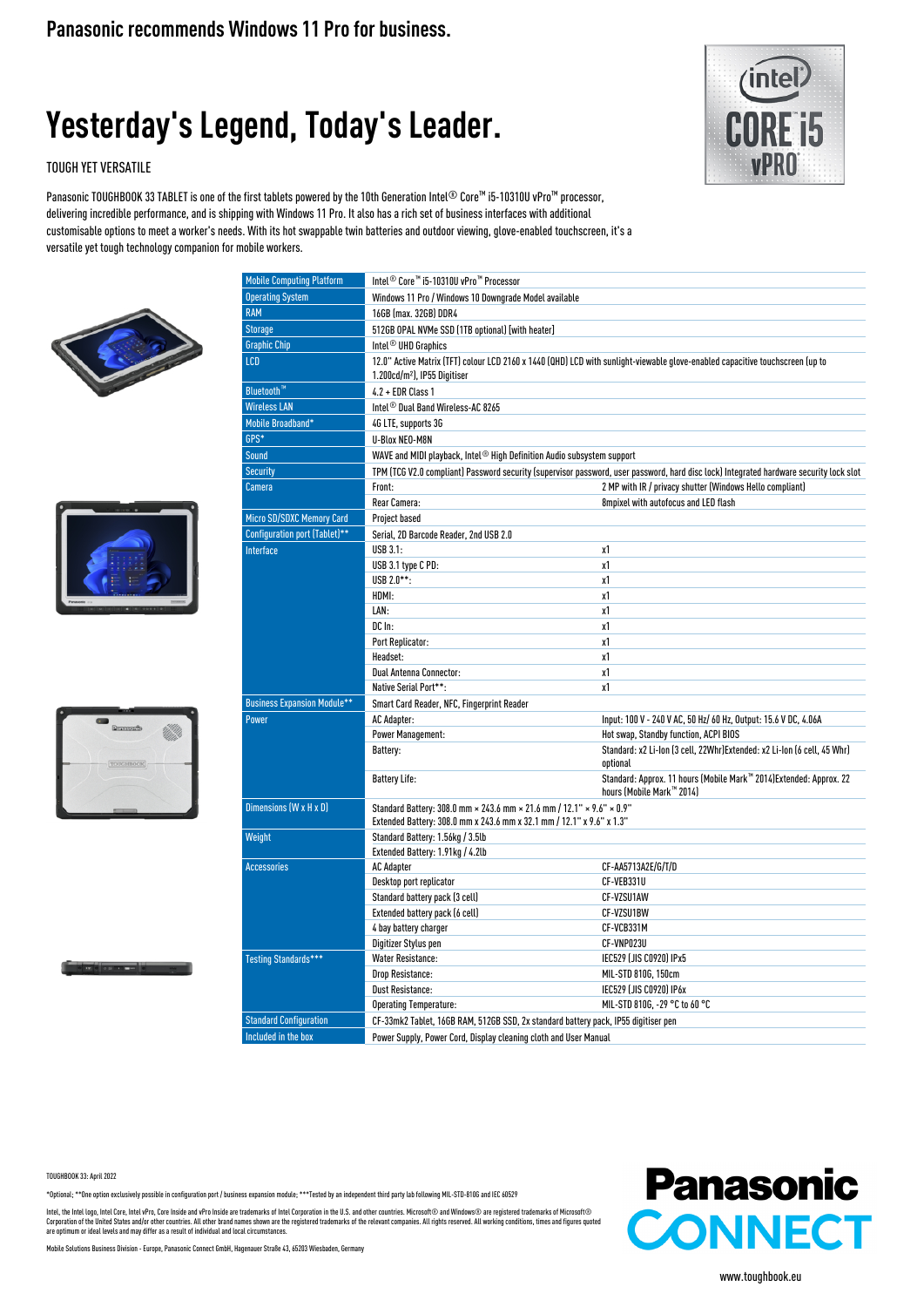Panasonic recommends Windows 11 Pro for business.

# Yesterday's Legend, Today's Leader.

TOUGH YET VERSATILE

Panasonic TOUGHBOOK 33 TABLET is one of the first tablets powered by the 10th Generation Intel® Core™ i5-10310U vPro™ processor, delivering incredible performance, and is shipping with Windows 11 Pro. It also has a rich set of business interfaces with additional customisable options to meet a worker's needs. With its hot swappable twin batteries and outdoor viewing, glove-enabled touchscreen, it's a versatile yet tough technology companion for mobile workers.

| | | |
|---|---|---|
| Mobile Computing Platform | Intel® Core™ i5-10310U vPro™ Processor | |
| Operating System | Windows 11 Pro / Windows 10 Downgrade Model available | |
| RAM | 16GB (max. 32GB) DDR4 | |
| Storage | 512GB OPAL NVMe SSD (1TB optional) (with heater) | |
| Graphic Chip | Intel® UHD Graphics | |
| LCD | 12.0" Active Matrix (TFT) colour LCD 2160 x 1440 (QHD) LCD with sunlight-viewable glove-enabled capacitive touchscreen (up to 1.200cd/m²), IP55 Digitiser | |
| Bluetooth™ | 4.2 + EDR Class 1 | |
| Wireless LAN | Intel® Dual Band Wireless-AC 8265 | |
| Mobile Broadband* | 4G LTE, supports 3G | |
| GPS* | U-Blox NEO-M8N | |
| Sound | WAVE and MIDI playback, Intel® High Definition Audio subsystem support | |
| Security | TPM (TCG V2.0 compliant) Password security (supervisor password, user password, hard disc lock) Integrated hardware security lock slot | |
| Camera | Front: | 2 MP with IR / privacy shutter (Windows Hello compliant) |
| | Rear Camera: | 8mpixel with autofocus and LED flash |
| Micro SD/SDXC Memory Card | Project based | |
| Configuration port (Tablet)** | Serial, 2D Barcode Reader, 2nd USB 2.0 | |
| Interface | USB 3.1: | x1 |
| | USB 3.1 type C PD: | x1 |
| | USB 2.0**: | x1 |
| | HDMI: | x1 |
| | LAN: | x1 |
| | DC In: | x1 |
| | Port Replicator: | x1 |
| | Headset: | x1 |
| | Dual Antenna Connector: | x1 |
| | Native Serial Port**: | x1 |
| Business Expansion Module** | Smart Card Reader, NFC, Fingerprint Reader | |
| Power | AC Adapter: | Input: 100 V - 240 V AC, 50 Hz/ 60 Hz, Output: 15.6 V DC, 4.06A |
| | Power Management: | Hot swap, Standby function, ACPI BIOS |
| | Battery: | Standard: x2 Li-Ion (3 cell, 22Whr)Extended: x2 Li-Ion (6 cell, 45 Whr) optional |
| | Battery Life: | Standard: Approx. 11 hours (Mobile Mark™ 2014)Extended: Approx. 22 hours (Mobile Mark™ 2014) |
| Dimensions (W x H x D) | Standard Battery: 308.0 mm × 243.6 mm × 21.6 mm / 12.1" × 9.6" × 0.9"<br>Extended Battery: 308.0 mm x 243.6 mm x 32.1 mm / 12.1" x 9.6" x 1.3" | |
| Weight | Standard Battery: 1.56kg / 3.5lb | |
| | Extended Battery: 1.91kg / 4.2lb | |
| Accessories | AC Adapter | CF-AA5713A2E/G/T/D |
| | Desktop port replicator | CF-VEB331U |
| | Standard battery pack (3 cell) | CF-VZSU1AW |
| | Extended battery pack (6 cell) | CF-VZSU1BW |
| | 4 bay battery charger | CF-VCB331M |
| | Digitizer Stylus pen | CF-VNP023U |
| Testing Standards*** | Water Resistance: | IEC529 (JIS C0920) IPx5 |
| | Drop Resistance: | MIL-STD 810G, 150cm |
| | Dust Resistance: | IEC529 (JIS C0920) IP6x |
| | Operating Temperature: | MIL-STD 810G, -29 °C to 60 °C |
| Standard Configuration | CF-33mk2 Tablet, 16GB RAM, 512GB SSD, 2x standard battery pack, IP55 digitiser pen | |
| Included in the box | Power Supply, Power Cord, Display cleaning cloth and User Manual | |

TOUGHBOOK 33: April 2022

*Optional; **One option exclusively possible in configuration port / business expansion module; ***Tested by an independent third party lab following MIL-STD-810G and IEC 60529

Intel, the Intel logo, Intel Core, Intel vPro, Core Inside and vPro Inside are trademarks of Intel Corporation in the U.S. and other countries. Microsoft® and Windows® are registered trademarks of Microsoft® Corporation of the United States and/or other countries. All other brand names shown are the registered trademarks of the relevant companies. All rights reserved. All working conditions, times and figures quoted are optimum or ideal levels and may differ as a result of individual and local circumstances.

Mobile Solutions Business Division - Europe, Panasonic Connect GmbH, Hagenauer Straße 43, 65203 Wiesbaden, Germany

Panasonic CONNECT

www.toughbook.eu